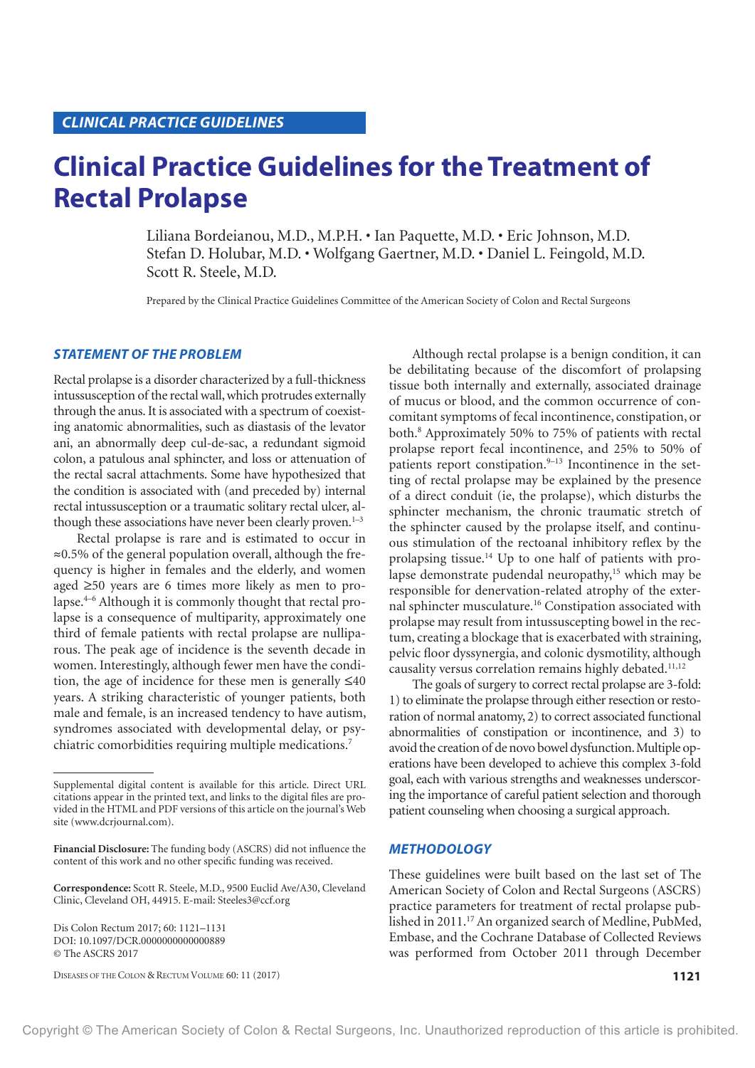CLINICAL PRACTICE GUIDELINES

# Clinical Practice Guidelines for the Treatment of Rectal Prolapse

Liliana Bordeianou, M.D., M.P.H. • Ian Paquette, M.D. • Eric Johnson, M.D.
Stefan D. Holubar, M.D. • Wolfgang Gaertner, M.D. • Daniel L. Feingold, M.D.
Scott R. Steele, M.D.

Prepared by the Clinical Practice Guidelines Committee of the American Society of Colon and Rectal Surgeons

## STATEMENT OF THE PROBLEM

Rectal prolapse is a disorder characterized by a full-thickness intussusception of the rectal wall, which protrudes externally through the anus. It is associated with a spectrum of coexisting anatomic abnormalities, such as diastasis of the levator ani, an abnormally deep cul-de-sac, a redundant sigmoid colon, a patulous anal sphincter, and loss or attenuation of the rectal sacral attachments. Some have hypothesized that the condition is associated with (and preceded by) internal rectal intussusception or a traumatic solitary rectal ulcer, although these associations have never been clearly proven.[1–3]

Rectal prolapse is rare and is estimated to occur in ≈0.5% of the general population overall, although the frequency is higher in females and the elderly, and women aged ≥50 years are 6 times more likely as men to prolapse.[4–6] Although it is commonly thought that rectal prolapse is a consequence of multiparity, approximately one third of female patients with rectal prolapse are nulliparous. The peak age of incidence is the seventh decade in women. Interestingly, although fewer men have the condition, the age of incidence for these men is generally ≤40 years. A striking characteristic of younger patients, both male and female, is an increased tendency to have autism, syndromes associated with developmental delay, or psychiatric comorbidities requiring multiple medications.[7]

Although rectal prolapse is a benign condition, it can be debilitating because of the discomfort of prolapsing tissue both internally and externally, associated drainage of mucus or blood, and the common occurrence of concomitant symptoms of fecal incontinence, constipation, or both.[8] Approximately 50% to 75% of patients with rectal prolapse report fecal incontinence, and 25% to 50% of patients report constipation.[9–13] Incontinence in the setting of rectal prolapse may be explained by the presence of a direct conduit (ie, the prolapse), which disturbs the sphincter mechanism, the chronic traumatic stretch of the sphincter caused by the prolapse itself, and continuous stimulation of the rectoanal inhibitory reflex by the prolapsing tissue.[14] Up to one half of patients with prolapse demonstrate pudendal neuropathy,[15] which may be responsible for denervation-related atrophy of the external sphincter musculature.[16] Constipation associated with prolapse may result from intussuscepting bowel in the rectum, creating a blockage that is exacerbated with straining, pelvic floor dyssynergia, and colonic dysmotility, although causality versus correlation remains highly debated.[11,12]

The goals of surgery to correct rectal prolapse are 3-fold: 1) to eliminate the prolapse through either resection or restoration of normal anatomy, 2) to correct associated functional abnormalities of constipation or incontinence, and 3) to avoid the creation of de novo bowel dysfunction. Multiple operations have been developed to achieve this complex 3-fold goal, each with various strengths and weaknesses underscoring the importance of careful patient selection and thorough patient counseling when choosing a surgical approach.

## METHODOLOGY

These guidelines were built based on the last set of The American Society of Colon and Rectal Surgeons (ASCRS) practice parameters for treatment of rectal prolapse published in 2011.[17] An organized search of Medline, PubMed, Embase, and the Cochrane Database of Collected Reviews was performed from October 2011 through December

---

Supplemental digital content is available for this article. Direct URL citations appear in the printed text, and links to the digital files are provided in the HTML and PDF versions of this article on the journal's Web site (www.dcrjournal.com).

**Financial Disclosure:** The funding body (ASCRS) did not influence the content of this work and no other specific funding was received.

**Correspondence:** Scott R. Steele, M.D., 9500 Euclid Ave/A30, Cleveland Clinic, Cleveland OH, 44915. E-mail: Steeles3@ccf.org

Dis Colon Rectum 2017; 60: 1121–1131
DOI: 10.1097/DCR.0000000000000889
© The ASCRS 2017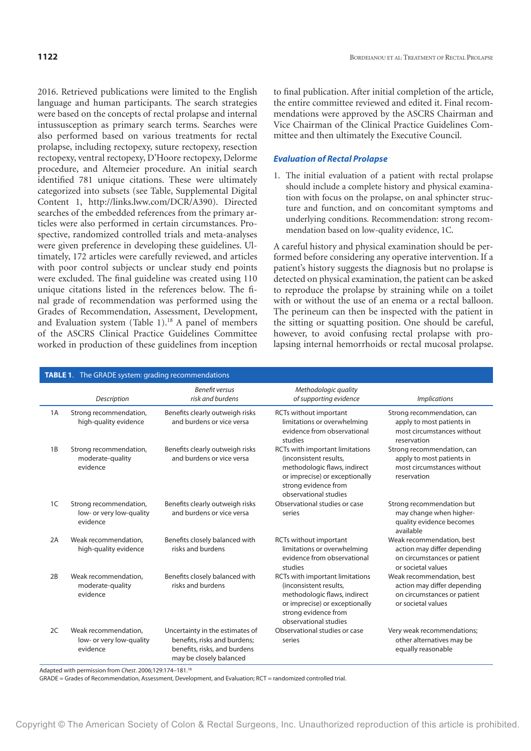2016. Retrieved publications were limited to the English language and human participants. The search strategies were based on the concepts of rectal prolapse and internal intussusception as primary search terms. Searches were also performed based on various treatments for rectal prolapse, including rectopexy, suture rectopexy, resection rectopexy, ventral rectopexy, D'Hoore rectopexy, Delorme procedure, and Altemeier procedure. An initial search identified 781 unique citations. These were ultimately categorized into subsets (see Table, Supplemental Digital Content 1, http://links.lww.com/DCR/A390). Directed searches of the embedded references from the primary articles were also performed in certain circumstances. Prospective, randomized controlled trials and meta-analyses were given preference in developing these guidelines. Ultimately, 172 articles were carefully reviewed, and articles with poor control subjects or unclear study end points were excluded. The final guideline was created using 110 unique citations listed in the references below. The final grade of recommendation was performed using the Grades of Recommendation, Assessment, Development, and Evaluation system (Table 1).[18] A panel of members of the ASCRS Clinical Practice Guidelines Committee worked in production of these guidelines from inception to final publication. After initial completion of the article, the entire committee reviewed and edited it. Final recommendations were approved by the ASCRS Chairman and Vice Chairman of the Clinical Practice Guidelines Committee and then ultimately the Executive Council.

## Evaluation of Rectal Prolapse

1. The initial evaluation of a patient with rectal prolapse should include a complete history and physical examination with focus on the prolapse, on anal sphincter structure and function, and on concomitant symptoms and underlying conditions. Recommendation: strong recommendation based on low-quality evidence, 1C.

A careful history and physical examination should be performed before considering any operative intervention. If a patient's history suggests the diagnosis but no prolapse is detected on physical examination, the patient can be asked to reproduce the prolapse by straining while on a toilet with or without the use of an enema or a rectal balloon. The perineum can then be inspected with the patient in the sitting or squatting position. One should be careful, however, to avoid confusing rectal prolapse with prolapsing internal hemorrhoids or rectal mucosal prolapse.

**TABLE 1.** The GRADE system: grading recommendations

| | *Description* | *Benefit versus risk and burdens* | *Methodologic quality of supporting evidence* | *Implications* |
|---|---|---|---|---|
| 1A | Strong recommendation, high-quality evidence | Benefits clearly outweigh risks and burdens or vice versa | RCTs without important limitations or overwhelming evidence from observational studies | Strong recommendation, can apply to most patients in most circumstances without reservation |
| 1B | Strong recommendation, moderate-quality evidence | Benefits clearly outweigh risks and burdens or vice versa | RCTs with important limitations (inconsistent results, methodologic flaws, indirect or imprecise) or exceptionally strong evidence from observational studies | Strong recommendation, can apply to most patients in most circumstances without reservation |
| 1C | Strong recommendation, low- or very low-quality evidence | Benefits clearly outweigh risks and burdens or vice versa | Observational studies or case series | Strong recommendation but may change when higher-quality evidence becomes available |
| 2A | Weak recommendation, high-quality evidence | Benefits closely balanced with risks and burdens | RCTs without important limitations or overwhelming evidence from observational studies | Weak recommendation, best action may differ depending on circumstances or patient or societal values |
| 2B | Weak recommendation, moderate-quality evidence | Benefits closely balanced with risks and burdens | RCTs with important limitations (inconsistent results, methodologic flaws, indirect or imprecise) or exceptionally strong evidence from observational studies | Weak recommendation, best action may differ depending on circumstances or patient or societal values |
| 2C | Weak recommendation, low- or very low-quality evidence | Uncertainty in the estimates of benefits, risks and burdens; benefits, risks, and burdens may be closely balanced | Observational studies or case series | Very weak recommendations; other alternatives may be equally reasonable |

Adapted with permission from *Chest*. 2006;129:174–181.[18]
GRADE = Grades of Recommendation, Assessment, Development, and Evaluation; RCT = randomized controlled trial.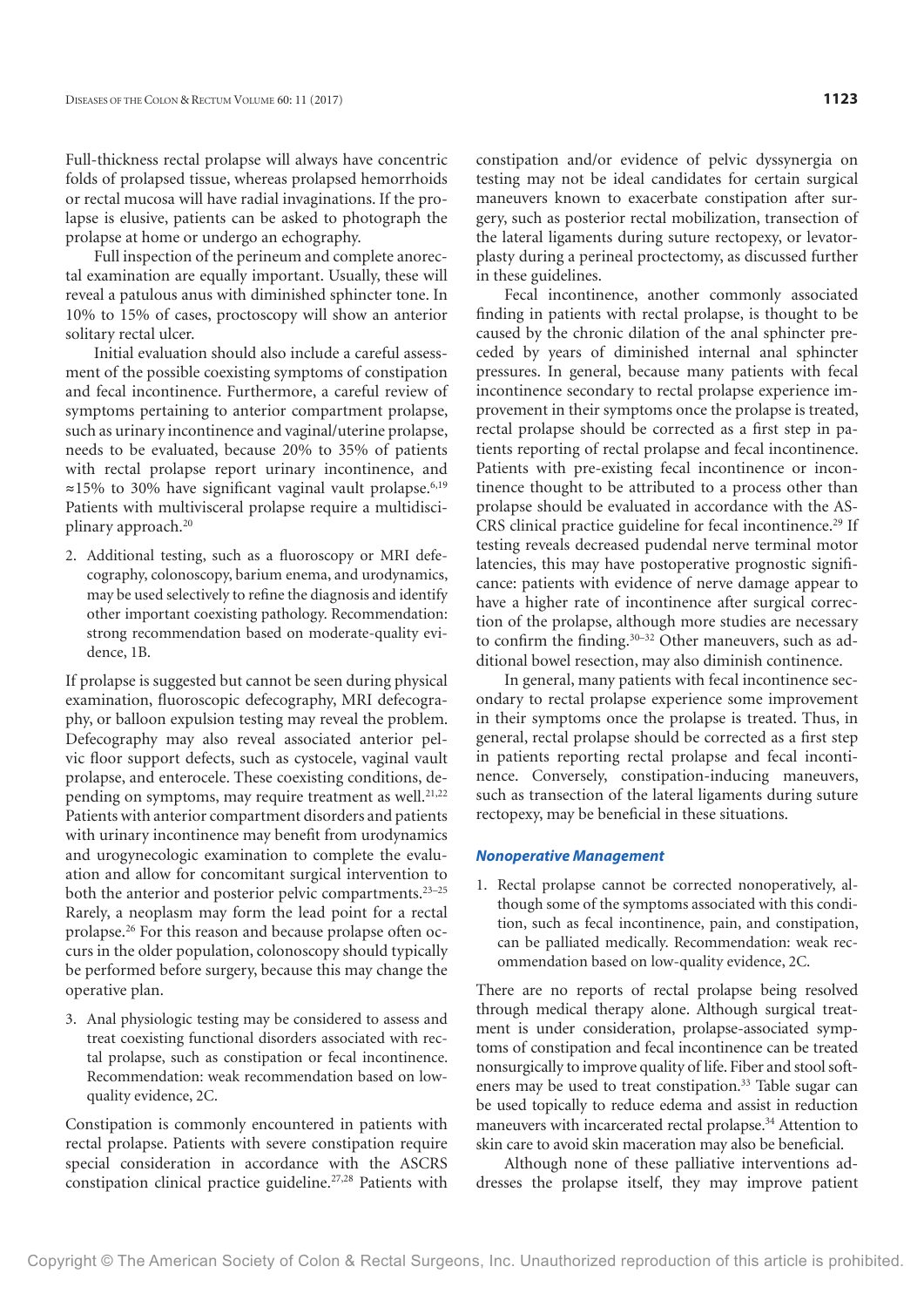Full-thickness rectal prolapse will always have concentric folds of prolapsed tissue, whereas prolapsed hemorrhoids or rectal mucosa will have radial invaginations. If the prolapse is elusive, patients can be asked to photograph the prolapse at home or undergo an echography.

Full inspection of the perineum and complete anorectal examination are equally important. Usually, these will reveal a patulous anus with diminished sphincter tone. In 10% to 15% of cases, proctoscopy will show an anterior solitary rectal ulcer.

Initial evaluation should also include a careful assessment of the possible coexisting symptoms of constipation and fecal incontinence. Furthermore, a careful review of symptoms pertaining to anterior compartment prolapse, such as urinary incontinence and vaginal/uterine prolapse, needs to be evaluated, because 20% to 35% of patients with rectal prolapse report urinary incontinence, and ≈15% to 30% have significant vaginal vault prolapse.[6,19] Patients with multivisceral prolapse require a multidisciplinary approach.[20]

2. Additional testing, such as a fluoroscopy or MRI defecography, colonoscopy, barium enema, and urodynamics, may be used selectively to refine the diagnosis and identify other important coexisting pathology. Recommendation: strong recommendation based on moderate-quality evidence, 1B.

If prolapse is suggested but cannot be seen during physical examination, fluoroscopic defecography, MRI defecography, or balloon expulsion testing may reveal the problem. Defecography may also reveal associated anterior pelvic floor support defects, such as cystocele, vaginal vault prolapse, and enterocele. These coexisting conditions, depending on symptoms, may require treatment as well.[21,22] Patients with anterior compartment disorders and patients with urinary incontinence may benefit from urodynamics and urogynecologic examination to complete the evaluation and allow for concomitant surgical intervention to both the anterior and posterior pelvic compartments.[23–25] Rarely, a neoplasm may form the lead point for a rectal prolapse.[26] For this reason and because prolapse often occurs in the older population, colonoscopy should typically be performed before surgery, because this may change the operative plan.

3. Anal physiologic testing may be considered to assess and treat coexisting functional disorders associated with rectal prolapse, such as constipation or fecal incontinence. Recommendation: weak recommendation based on low-quality evidence, 2C.

Constipation is commonly encountered in patients with rectal prolapse. Patients with severe constipation require special consideration in accordance with the ASCRS constipation clinical practice guideline.[27,28] Patients with constipation and/or evidence of pelvic dyssynergia on testing may not be ideal candidates for certain surgical maneuvers known to exacerbate constipation after surgery, such as posterior rectal mobilization, transection of the lateral ligaments during suture rectopexy, or levatorplasty during a perineal proctectomy, as discussed further in these guidelines.

Fecal incontinence, another commonly associated finding in patients with rectal prolapse, is thought to be caused by the chronic dilation of the anal sphincter preceded by years of diminished internal anal sphincter pressures. In general, because many patients with fecal incontinence secondary to rectal prolapse experience improvement in their symptoms once the prolapse is treated, rectal prolapse should be corrected as a first step in patients reporting of rectal prolapse and fecal incontinence. Patients with pre-existing fecal incontinence or incontinence thought to be attributed to a process other than prolapse should be evaluated in accordance with the ASCRS clinical practice guideline for fecal incontinence.[29] If testing reveals decreased pudendal nerve terminal motor latencies, this may have postoperative prognostic significance: patients with evidence of nerve damage appear to have a higher rate of incontinence after surgical correction of the prolapse, although more studies are necessary to confirm the finding.[30–32] Other maneuvers, such as additional bowel resection, may also diminish continence.

In general, many patients with fecal incontinence secondary to rectal prolapse experience some improvement in their symptoms once the prolapse is treated. Thus, in general, rectal prolapse should be corrected as a first step in patients reporting rectal prolapse and fecal incontinence. Conversely, constipation-inducing maneuvers, such as transection of the lateral ligaments during suture rectopexy, may be beneficial in these situations.

### *Nonoperative Management*

1. Rectal prolapse cannot be corrected nonoperatively, although some of the symptoms associated with this condition, such as fecal incontinence, pain, and constipation, can be palliated medically. Recommendation: weak recommendation based on low-quality evidence, 2C.

There are no reports of rectal prolapse being resolved through medical therapy alone. Although surgical treatment is under consideration, prolapse-associated symptoms of constipation and fecal incontinence can be treated nonsurgically to improve quality of life. Fiber and stool softeners may be used to treat constipation.[33] Table sugar can be used topically to reduce edema and assist in reduction maneuvers with incarcerated rectal prolapse.[34] Attention to skin care to avoid skin maceration may also be beneficial.

Although none of these palliative interventions addresses the prolapse itself, they may improve patient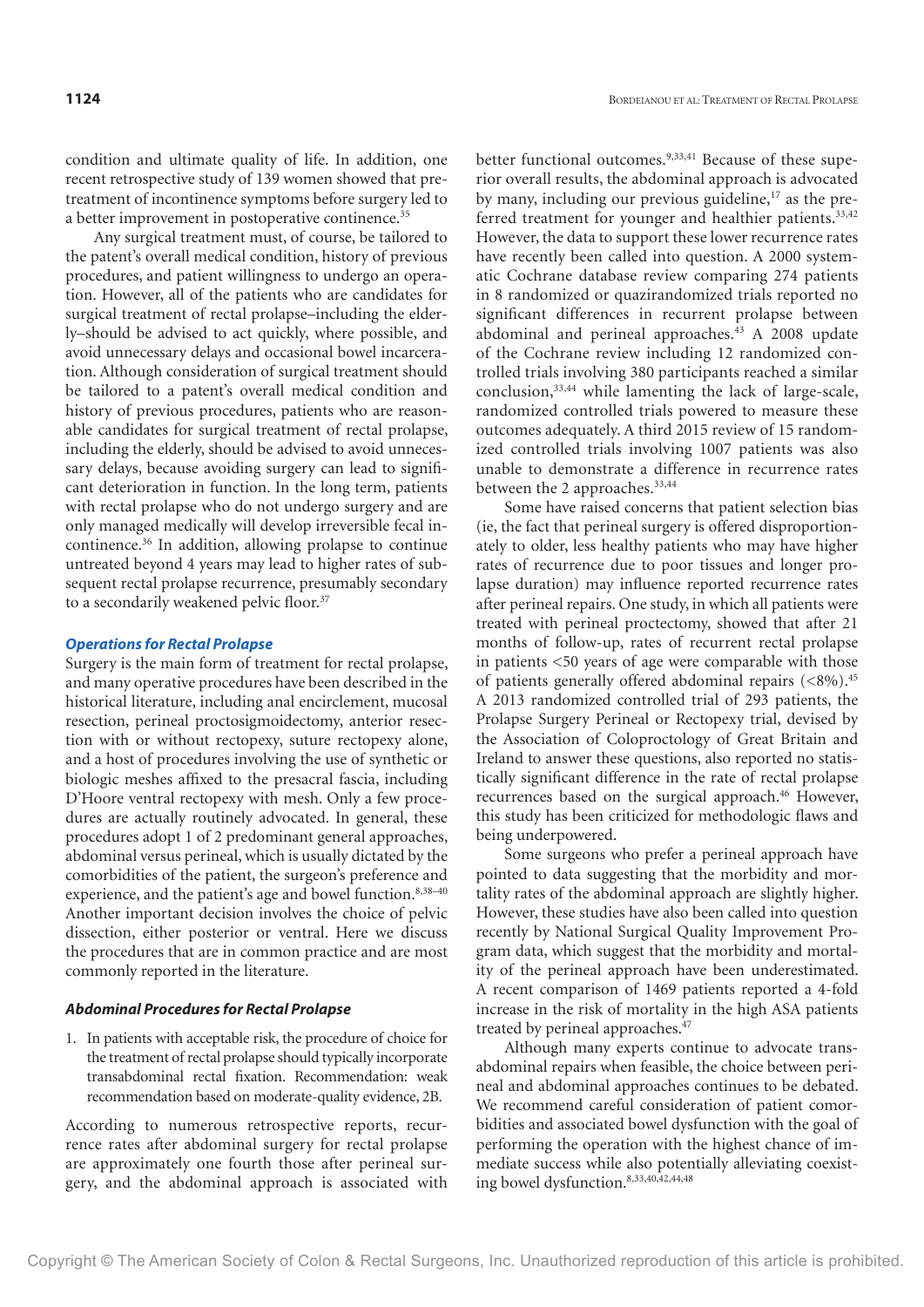condition and ultimate quality of life. In addition, one recent retrospective study of 139 women showed that pretreatment of incontinence symptoms before surgery led to a better improvement in postoperative continence.[35]

Any surgical treatment must, of course, be tailored to the patent's overall medical condition, history of previous procedures, and patient willingness to undergo an operation. However, all of the patients who are candidates for surgical treatment of rectal prolapse–including the elderly–should be advised to act quickly, where possible, and avoid unnecessary delays and occasional bowel incarceration. Although consideration of surgical treatment should be tailored to a patent's overall medical condition and history of previous procedures, patients who are reasonable candidates for surgical treatment of rectal prolapse, including the elderly, should be advised to avoid unnecessary delays, because avoiding surgery can lead to significant deterioration in function. In the long term, patients with rectal prolapse who do not undergo surgery and are only managed medically will develop irreversible fecal incontinence.[36] In addition, allowing prolapse to continue untreated beyond 4 years may lead to higher rates of subsequent rectal prolapse recurrence, presumably secondary to a secondarily weakened pelvic floor.[37]

### Operations for Rectal Prolapse

Surgery is the main form of treatment for rectal prolapse, and many operative procedures have been described in the historical literature, including anal encirclement, mucosal resection, perineal proctosigmoidectomy, anterior resection with or without rectopexy, suture rectopexy alone, and a host of procedures involving the use of synthetic or biologic meshes affixed to the presacral fascia, including D'Hoore ventral rectopexy with mesh. Only a few procedures are actually routinely advocated. In general, these procedures adopt 1 of 2 predominant general approaches, abdominal versus perineal, which is usually dictated by the comorbidities of the patient, the surgeon's preference and experience, and the patient's age and bowel function.[8,38–40] Another important decision involves the choice of pelvic dissection, either posterior or ventral. Here we discuss the procedures that are in common practice and are most commonly reported in the literature.

#### Abdominal Procedures for Rectal Prolapse

1. In patients with acceptable risk, the procedure of choice for the treatment of rectal prolapse should typically incorporate transabdominal rectal fixation. Recommendation: weak recommendation based on moderate-quality evidence, 2B.

According to numerous retrospective reports, recurrence rates after abdominal surgery for rectal prolapse are approximately one fourth those after perineal surgery, and the abdominal approach is associated with better functional outcomes.[9,33,41] Because of these superior overall results, the abdominal approach is advocated by many, including our previous guideline,[17] as the preferred treatment for younger and healthier patients.[33,42] However, the data to support these lower recurrence rates have recently been called into question. A 2000 systematic Cochrane database review comparing 274 patients in 8 randomized or quazirandomized trials reported no significant differences in recurrent prolapse between abdominal and perineal approaches.[43] A 2008 update of the Cochrane review including 12 randomized controlled trials involving 380 participants reached a similar conclusion,[33,44] while lamenting the lack of large-scale, randomized controlled trials powered to measure these outcomes adequately. A third 2015 review of 15 randomized controlled trials involving 1007 patients was also unable to demonstrate a difference in recurrence rates between the 2 approaches.[33,44]

Some have raised concerns that patient selection bias (ie, the fact that perineal surgery is offered disproportionately to older, less healthy patients who may have higher rates of recurrence due to poor tissues and longer prolapse duration) may influence reported recurrence rates after perineal repairs. One study, in which all patients were treated with perineal proctectomy, showed that after 21 months of follow-up, rates of recurrent rectal prolapse in patients <50 years of age were comparable with those of patients generally offered abdominal repairs (<8%).[45] A 2013 randomized controlled trial of 293 patients, the Prolapse Surgery Perineal or Rectopexy trial, devised by the Association of Coloproctology of Great Britain and Ireland to answer these questions, also reported no statistically significant difference in the rate of rectal prolapse recurrences based on the surgical approach.[46] However, this study has been criticized for methodologic flaws and being underpowered.

Some surgeons who prefer a perineal approach have pointed to data suggesting that the morbidity and mortality rates of the abdominal approach are slightly higher. However, these studies have also been called into question recently by National Surgical Quality Improvement Program data, which suggest that the morbidity and mortality of the perineal approach have been underestimated. A recent comparison of 1469 patients reported a 4-fold increase in the risk of mortality in the high ASA patients treated by perineal approaches.[47]

Although many experts continue to advocate transabdominal repairs when feasible, the choice between perineal and abdominal approaches continues to be debated. We recommend careful consideration of patient comorbidities and associated bowel dysfunction with the goal of performing the operation with the highest chance of immediate success while also potentially alleviating coexisting bowel dysfunction.[8,33,40,42,44,48]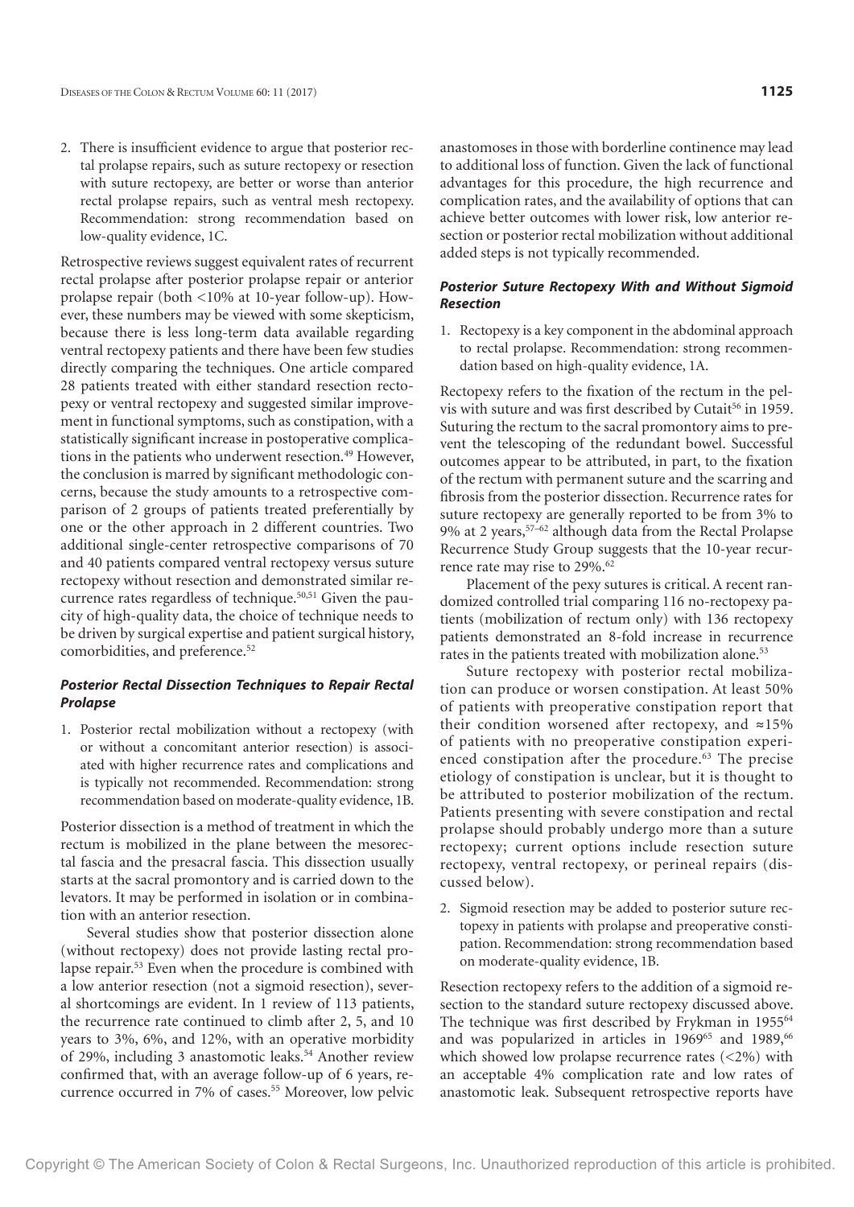2. There is insufficient evidence to argue that posterior rectal prolapse repairs, such as suture rectopexy or resection with suture rectopexy, are better or worse than anterior rectal prolapse repairs, such as ventral mesh rectopexy. Recommendation: strong recommendation based on low-quality evidence, 1C.

Retrospective reviews suggest equivalent rates of recurrent rectal prolapse after posterior prolapse repair or anterior prolapse repair (both <10% at 10-year follow-up). However, these numbers may be viewed with some skepticism, because there is less long-term data available regarding ventral rectopexy patients and there have been few studies directly comparing the techniques. One article compared 28 patients treated with either standard resection rectopexy or ventral rectopexy and suggested similar improvement in functional symptoms, such as constipation, with a statistically significant increase in postoperative complications in the patients who underwent resection.[49] However, the conclusion is marred by significant methodologic concerns, because the study amounts to a retrospective comparison of 2 groups of patients treated preferentially by one or the other approach in 2 different countries. Two additional single-center retrospective comparisons of 70 and 40 patients compared ventral rectopexy versus suture rectopexy without resection and demonstrated similar recurrence rates regardless of technique.[50,51] Given the paucity of high-quality data, the choice of technique needs to be driven by surgical expertise and patient surgical history, comorbidities, and preference.[52]

### *Posterior Rectal Dissection Techniques to Repair Rectal Prolapse*

1. Posterior rectal mobilization without a rectopexy (with or without a concomitant anterior resection) is associated with higher recurrence rates and complications and is typically not recommended. Recommendation: strong recommendation based on moderate-quality evidence, 1B.

Posterior dissection is a method of treatment in which the rectum is mobilized in the plane between the mesorectal fascia and the presacral fascia. This dissection usually starts at the sacral promontory and is carried down to the levators. It may be performed in isolation or in combination with an anterior resection.

Several studies show that posterior dissection alone (without rectopexy) does not provide lasting rectal prolapse repair.[53] Even when the procedure is combined with a low anterior resection (not a sigmoid resection), several shortcomings are evident. In 1 review of 113 patients, the recurrence rate continued to climb after 2, 5, and 10 years to 3%, 6%, and 12%, with an operative morbidity of 29%, including 3 anastomotic leaks.[54] Another review confirmed that, with an average follow-up of 6 years, recurrence occurred in 7% of cases.[55] Moreover, low pelvic anastomoses in those with borderline continence may lead to additional loss of function. Given the lack of functional advantages for this procedure, the high recurrence and complication rates, and the availability of options that can achieve better outcomes with lower risk, low anterior resection or posterior rectal mobilization without additional added steps is not typically recommended.

### *Posterior Suture Rectopexy With and Without Sigmoid Resection*

1. Rectopexy is a key component in the abdominal approach to rectal prolapse. Recommendation: strong recommendation based on high-quality evidence, 1A.

Rectopexy refers to the fixation of the rectum in the pelvis with suture and was first described by Cutait[56] in 1959. Suturing the rectum to the sacral promontory aims to prevent the telescoping of the redundant bowel. Successful outcomes appear to be attributed, in part, to the fixation of the rectum with permanent suture and the scarring and fibrosis from the posterior dissection. Recurrence rates for suture rectopexy are generally reported to be from 3% to 9% at 2 years,[57–62] although data from the Rectal Prolapse Recurrence Study Group suggests that the 10-year recurrence rate may rise to 29%.[62]

Placement of the pexy sutures is critical. A recent randomized controlled trial comparing 116 no-rectopexy patients (mobilization of rectum only) with 136 rectopexy patients demonstrated an 8-fold increase in recurrence rates in the patients treated with mobilization alone.[53]

Suture rectopexy with posterior rectal mobilization can produce or worsen constipation. At least 50% of patients with preoperative constipation report that their condition worsened after rectopexy, and ≈15% of patients with no preoperative constipation experienced constipation after the procedure.[63] The precise etiology of constipation is unclear, but it is thought to be attributed to posterior mobilization of the rectum. Patients presenting with severe constipation and rectal prolapse should probably undergo more than a suture rectopexy; current options include resection suture rectopexy, ventral rectopexy, or perineal repairs (discussed below).

2. Sigmoid resection may be added to posterior suture rectopexy in patients with prolapse and preoperative constipation. Recommendation: strong recommendation based on moderate-quality evidence, 1B.

Resection rectopexy refers to the addition of a sigmoid resection to the standard suture rectopexy discussed above. The technique was first described by Frykman in 1955[64] and was popularized in articles in 1969[65] and 1989,[66] which showed low prolapse recurrence rates (<2%) with an acceptable 4% complication rate and low rates of anastomotic leak. Subsequent retrospective reports have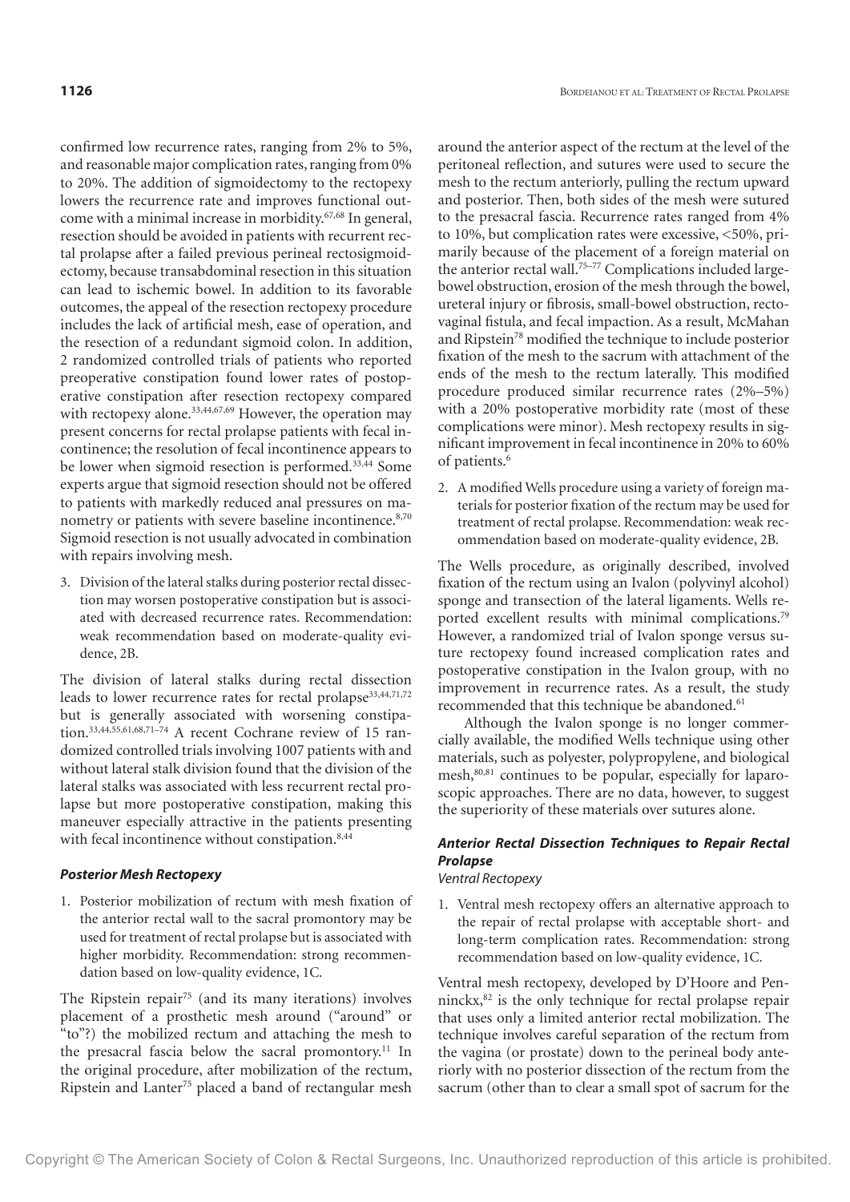confirmed low recurrence rates, ranging from 2% to 5%, and reasonable major complication rates, ranging from 0% to 20%. The addition of sigmoidectomy to the rectopexy lowers the recurrence rate and improves functional outcome with a minimal increase in morbidity.[67,68] In general, resection should be avoided in patients with recurrent rectal prolapse after a failed previous perineal rectosigmoidectomy, because transabdominal resection in this situation can lead to ischemic bowel. In addition to its favorable outcomes, the appeal of the resection rectopexy procedure includes the lack of artificial mesh, ease of operation, and the resection of a redundant sigmoid colon. In addition, 2 randomized controlled trials of patients who reported preoperative constipation found lower rates of postoperative constipation after resection rectopexy compared with rectopexy alone.[33,44,67,69] However, the operation may present concerns for rectal prolapse patients with fecal incontinence; the resolution of fecal incontinence appears to be lower when sigmoid resection is performed.[33,44] Some experts argue that sigmoid resection should not be offered to patients with markedly reduced anal pressures on manometry or patients with severe baseline incontinence.[8,70] Sigmoid resection is not usually advocated in combination with repairs involving mesh.

3. Division of the lateral stalks during posterior rectal dissection may worsen postoperative constipation but is associated with decreased recurrence rates. Recommendation: weak recommendation based on moderate-quality evidence, 2B.

The division of lateral stalks during rectal dissection leads to lower recurrence rates for rectal prolapse[33,44,71,72] but is generally associated with worsening constipation.[33,44,55,61,68,71–74] A recent Cochrane review of 15 randomized controlled trials involving 1007 patients with and without lateral stalk division found that the division of the lateral stalks was associated with less recurrent rectal prolapse but more postoperative constipation, making this maneuver especially attractive in the patients presenting with fecal incontinence without constipation.[8,44]

#### *Posterior Mesh Rectopexy*

1. Posterior mobilization of rectum with mesh fixation of the anterior rectal wall to the sacral promontory may be used for treatment of rectal prolapse but is associated with higher morbidity. Recommendation: strong recommendation based on low-quality evidence, 1C.

The Ripstein repair[75] (and its many iterations) involves placement of a prosthetic mesh around ("around" or "to"?) the mobilized rectum and attaching the mesh to the presacral fascia below the sacral promontory.[11] In the original procedure, after mobilization of the rectum, Ripstein and Lanter[75] placed a band of rectangular mesh around the anterior aspect of the rectum at the level of the peritoneal reflection, and sutures were used to secure the mesh to the rectum anteriorly, pulling the rectum upward and posterior. Then, both sides of the mesh were sutured to the presacral fascia. Recurrence rates ranged from 4% to 10%, but complication rates were excessive, <50%, primarily because of the placement of a foreign material on the anterior rectal wall.[75–77] Complications included large-bowel obstruction, erosion of the mesh through the bowel, ureteral injury or fibrosis, small-bowel obstruction, rectovaginal fistula, and fecal impaction. As a result, McMahan and Ripstein[78] modified the technique to include posterior fixation of the mesh to the sacrum with attachment of the ends of the mesh to the rectum laterally. This modified procedure produced similar recurrence rates (2%–5%) with a 20% postoperative morbidity rate (most of these complications were minor). Mesh rectopexy results in significant improvement in fecal incontinence in 20% to 60% of patients.[6]

2. A modified Wells procedure using a variety of foreign materials for posterior fixation of the rectum may be used for treatment of rectal prolapse. Recommendation: weak recommendation based on moderate-quality evidence, 2B.

The Wells procedure, as originally described, involved fixation of the rectum using an Ivalon (polyvinyl alcohol) sponge and transection of the lateral ligaments. Wells reported excellent results with minimal complications.[79] However, a randomized trial of Ivalon sponge versus suture rectopexy found increased complication rates and postoperative constipation in the Ivalon group, with no improvement in recurrence rates. As a result, the study recommended that this technique be abandoned.[61]

Although the Ivalon sponge is no longer commercially available, the modified Wells technique using other materials, such as polyester, polypropylene, and biological mesh,[80,81] continues to be popular, especially for laparoscopic approaches. There are no data, however, to suggest the superiority of these materials over sutures alone.

### *Anterior Rectal Dissection Techniques to Repair Rectal Prolapse*

#### *Ventral Rectopexy*

1. Ventral mesh rectopexy offers an alternative approach to the repair of rectal prolapse with acceptable short- and long-term complication rates. Recommendation: strong recommendation based on low-quality evidence, 1C.

Ventral mesh rectopexy, developed by D'Hoore and Penninckx,[82] is the only technique for rectal prolapse repair that uses only a limited anterior rectal mobilization. The technique involves careful separation of the rectum from the vagina (or prostate) down to the perineal body anteriorly with no posterior dissection of the rectum from the sacrum (other than to clear a small spot of sacrum for the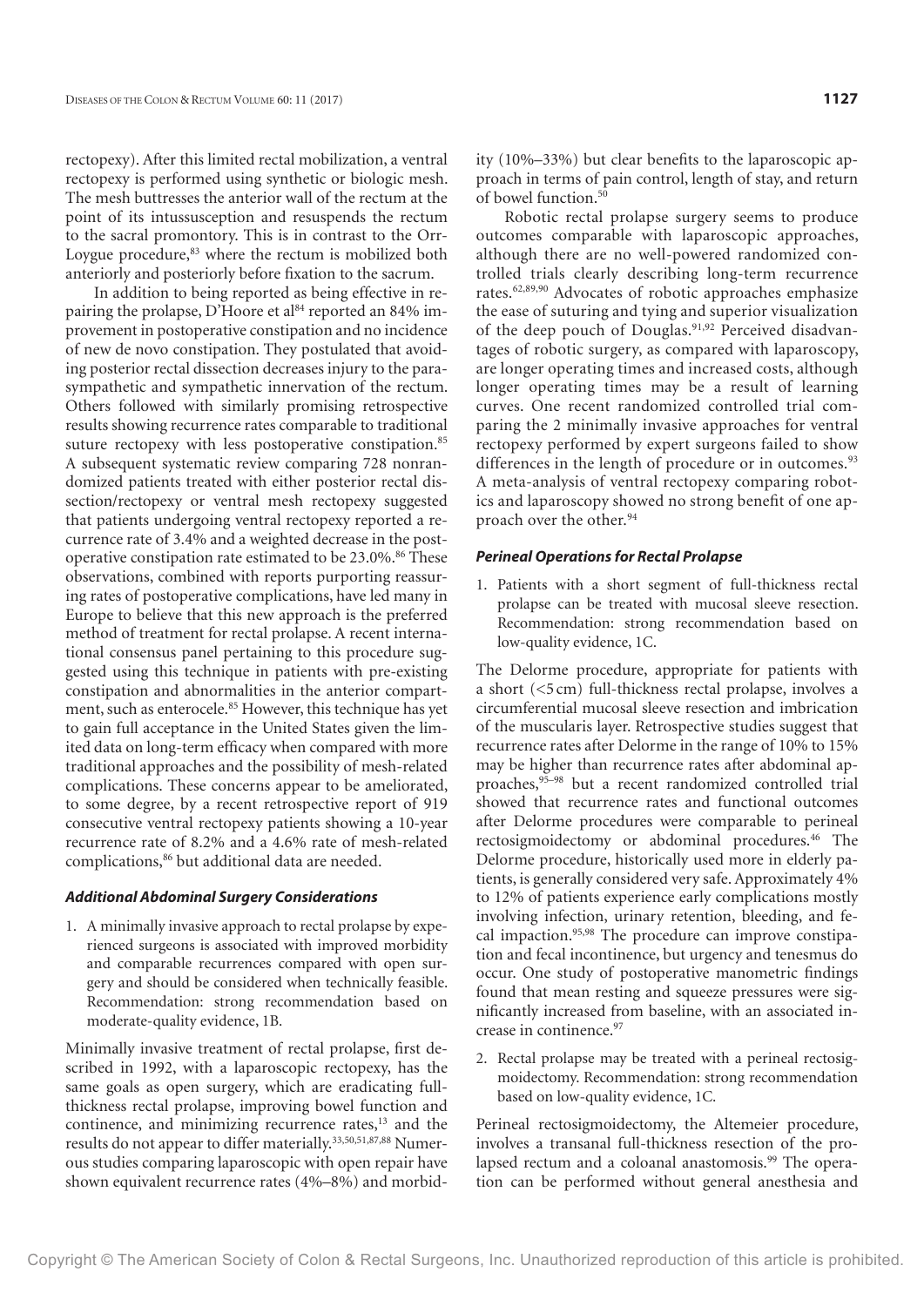rectopexy). After this limited rectal mobilization, a ventral rectopexy is performed using synthetic or biologic mesh. The mesh buttresses the anterior wall of the rectum at the point of its intussusception and resuspends the rectum to the sacral promontory. This is in contrast to the Orr-Loygue procedure,[83] where the rectum is mobilized both anteriorly and posteriorly before fixation to the sacrum.

In addition to being reported as being effective in repairing the prolapse, D'Hoore et al[84] reported an 84% improvement in postoperative constipation and no incidence of new de novo constipation. They postulated that avoiding posterior rectal dissection decreases injury to the parasympathetic and sympathetic innervation of the rectum. Others followed with similarly promising retrospective results showing recurrence rates comparable to traditional suture rectopexy with less postoperative constipation.[85] A subsequent systematic review comparing 728 nonrandomized patients treated with either posterior rectal dissection/rectopexy or ventral mesh rectopexy suggested that patients undergoing ventral rectopexy reported a recurrence rate of 3.4% and a weighted decrease in the postoperative constipation rate estimated to be 23.0%.[86] These observations, combined with reports purporting reassuring rates of postoperative complications, have led many in Europe to believe that this new approach is the preferred method of treatment for rectal prolapse. A recent international consensus panel pertaining to this procedure suggested using this technique in patients with pre-existing constipation and abnormalities in the anterior compartment, such as enterocele.[85] However, this technique has yet to gain full acceptance in the United States given the limited data on long-term efficacy when compared with more traditional approaches and the possibility of mesh-related complications. These concerns appear to be ameliorated, to some degree, by a recent retrospective report of 919 consecutive ventral rectopexy patients showing a 10-year recurrence rate of 8.2% and a 4.6% rate of mesh-related complications,[86] but additional data are needed.

### *Additional Abdominal Surgery Considerations*

1. A minimally invasive approach to rectal prolapse by experienced surgeons is associated with improved morbidity and comparable recurrences compared with open surgery and should be considered when technically feasible. Recommendation: strong recommendation based on moderate-quality evidence, 1B.

Minimally invasive treatment of rectal prolapse, first described in 1992, with a laparoscopic rectopexy, has the same goals as open surgery, which are eradicating full-thickness rectal prolapse, improving bowel function and continence, and minimizing recurrence rates,[13] and the results do not appear to differ materially.[33,50,51,87,88] Numerous studies comparing laparoscopic with open repair have shown equivalent recurrence rates (4%–8%) and morbidity (10%–33%) but clear benefits to the laparoscopic approach in terms of pain control, length of stay, and return of bowel function.[50]

Robotic rectal prolapse surgery seems to produce outcomes comparable with laparoscopic approaches, although there are no well-powered randomized controlled trials clearly describing long-term recurrence rates.[62,89,90] Advocates of robotic approaches emphasize the ease of suturing and tying and superior visualization of the deep pouch of Douglas.[91,92] Perceived disadvantages of robotic surgery, as compared with laparoscopy, are longer operating times and increased costs, although longer operating times may be a result of learning curves. One recent randomized controlled trial comparing the 2 minimally invasive approaches for ventral rectopexy performed by expert surgeons failed to show differences in the length of procedure or in outcomes.[93] A meta-analysis of ventral rectopexy comparing robotics and laparoscopy showed no strong benefit of one approach over the other.[94]

### *Perineal Operations for Rectal Prolapse*

1. Patients with a short segment of full-thickness rectal prolapse can be treated with mucosal sleeve resection. Recommendation: strong recommendation based on low-quality evidence, 1C.

The Delorme procedure, appropriate for patients with a short (<5 cm) full-thickness rectal prolapse, involves a circumferential mucosal sleeve resection and imbrication of the muscularis layer. Retrospective studies suggest that recurrence rates after Delorme in the range of 10% to 15% may be higher than recurrence rates after abdominal approaches,[95–98] but a recent randomized controlled trial showed that recurrence rates and functional outcomes after Delorme procedures were comparable to perineal rectosigmoidectomy or abdominal procedures.[46] The Delorme procedure, historically used more in elderly patients, is generally considered very safe. Approximately 4% to 12% of patients experience early complications mostly involving infection, urinary retention, bleeding, and fecal impaction.[95,98] The procedure can improve constipation and fecal incontinence, but urgency and tenesmus do occur. One study of postoperative manometric findings found that mean resting and squeeze pressures were significantly increased from baseline, with an associated increase in continence.[97]

2. Rectal prolapse may be treated with a perineal rectosigmoidectomy. Recommendation: strong recommendation based on low-quality evidence, 1C.

Perineal rectosigmoidectomy, the Altemeier procedure, involves a transanal full-thickness resection of the prolapsed rectum and a coloanal anastomosis.[99] The operation can be performed without general anesthesia and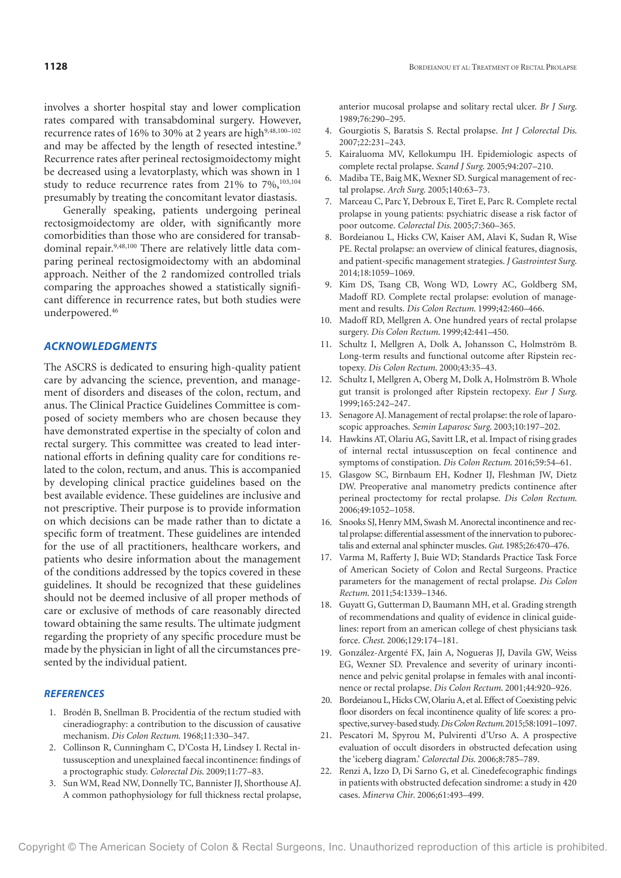involves a shorter hospital stay and lower complication rates compared with transabdominal surgery. However, recurrence rates of 16% to 30% at 2 years are high[9,48,100–102] and may be affected by the length of resected intestine.[9] Recurrence rates after perineal rectosigmoidectomy might be decreased using a levatorplasty, which was shown in 1 study to reduce recurrence rates from 21% to 7%,[103,104] presumably by treating the concomitant levator diastasis.

Generally speaking, patients undergoing perineal rectosigmoidectomy are older, with significantly more comorbidities than those who are considered for transabdominal repair.[9,48,100] There are relatively little data comparing perineal rectosigmoidectomy with an abdominal approach. Neither of the 2 randomized controlled trials comparing the approaches showed a statistically significant difference in recurrence rates, but both studies were underpowered.[46]

## ACKNOWLEDGMENTS

The ASCRS is dedicated to ensuring high-quality patient care by advancing the science, prevention, and management of disorders and diseases of the colon, rectum, and anus. The Clinical Practice Guidelines Committee is composed of society members who are chosen because they have demonstrated expertise in the specialty of colon and rectal surgery. This committee was created to lead international efforts in defining quality care for conditions related to the colon, rectum, and anus. This is accompanied by developing clinical practice guidelines based on the best available evidence. These guidelines are inclusive and not prescriptive. Their purpose is to provide information on which decisions can be made rather than to dictate a specific form of treatment. These guidelines are intended for the use of all practitioners, healthcare workers, and patients who desire information about the management of the conditions addressed by the topics covered in these guidelines. It should be recognized that these guidelines should not be deemed inclusive of all proper methods of care or exclusive of methods of care reasonably directed toward obtaining the same results. The ultimate judgment regarding the propriety of any specific procedure must be made by the physician in light of all the circumstances presented by the individual patient.

## REFERENCES

1. Brodén B, Snellman B. Procidentia of the rectum studied with cineradiography: a contribution to the discussion of causative mechanism. *Dis Colon Rectum.* 1968;11:330–347.
2. Collinson R, Cunningham C, D'Costa H, Lindsey I. Rectal intussusception and unexplained faecal incontinence: findings of a proctographic study. *Colorectal Dis.* 2009;11:77–83.
3. Sun WM, Read NW, Donnelly TC, Bannister JJ, Shorthouse AJ. A common pathophysiology for full thickness rectal prolapse, anterior mucosal prolapse and solitary rectal ulcer. *Br J Surg.* 1989;76:290–295.
4. Gourgiotis S, Baratsis S. Rectal prolapse. *Int J Colorectal Dis.* 2007;22:231–243.
5. Kairaluoma MV, Kellokumpu IH. Epidemiologic aspects of complete rectal prolapse. *Scand J Surg.* 2005;94:207–210.
6. Madiba TE, Baig MK, Wexner SD. Surgical management of rectal prolapse. *Arch Surg.* 2005;140:63–73.
7. Marceau C, Parc Y, Debroux E, Tiret E, Parc R. Complete rectal prolapse in young patients: psychiatric disease a risk factor of poor outcome. *Colorectal Dis.* 2005;7:360–365.
8. Bordeianou L, Hicks CW, Kaiser AM, Alavi K, Sudan R, Wise PE. Rectal prolapse: an overview of clinical features, diagnosis, and patient-specific management strategies. *J Gastrointest Surg.* 2014;18:1059–1069.
9. Kim DS, Tsang CB, Wong WD, Lowry AC, Goldberg SM, Madoff RD. Complete rectal prolapse: evolution of management and results. *Dis Colon Rectum.* 1999;42:460–466.
10. Madoff RD, Mellgren A. One hundred years of rectal prolapse surgery. *Dis Colon Rectum.* 1999;42:441–450.
11. Schultz I, Mellgren A, Dolk A, Johansson C, Holmström B. Long-term results and functional outcome after Ripstein rectopexy. *Dis Colon Rectum.* 2000;43:35–43.
12. Schultz I, Mellgren A, Oberg M, Dolk A, Holmström B. Whole gut transit is prolonged after Ripstein rectopexy. *Eur J Surg.* 1999;165:242–247.
13. Senagore AJ. Management of rectal prolapse: the role of laparoscopic approaches. *Semin Laparosc Surg.* 2003;10:197–202.
14. Hawkins AT, Olariu AG, Savitt LR, et al. Impact of rising grades of internal rectal intussusception on fecal continence and symptoms of constipation. *Dis Colon Rectum.* 2016;59:54–61.
15. Glasgow SC, Birnbaum EH, Kodner IJ, Fleshman JW, Dietz DW. Preoperative anal manometry predicts continence after perineal proctectomy for rectal prolapse. *Dis Colon Rectum.* 2006;49:1052–1058.
16. Snooks SJ, Henry MM, Swash M. Anorectal incontinence and rectal prolapse: differential assessment of the innervation to puborectalis and external anal sphincter muscles. *Gut.* 1985;26:470–476.
17. Varma M, Rafferty J, Buie WD; Standards Practice Task Force of American Society of Colon and Rectal Surgeons. Practice parameters for the management of rectal prolapse. *Dis Colon Rectum.* 2011;54:1339–1346.
18. Guyatt G, Gutterman D, Baumann MH, et al. Grading strength of recommendations and quality of evidence in clinical guidelines: report from an american college of chest physicians task force. *Chest.* 2006;129:174–181.
19. González-Argenté FX, Jain A, Nogueras JJ, Davila GW, Weiss EG, Wexner SD. Prevalence and severity of urinary incontinence and pelvic genital prolapse in females with anal incontinence or rectal prolapse. *Dis Colon Rectum.* 2001;44:920–926.
20. Bordeianou L, Hicks CW, Olariu A, et al. Effect of Coexisting pelvic floor disorders on fecal incontinence quality of life scores: a prospective, survey-based study. *Dis Colon Rectum.* 2015;58:1091–1097.
21. Pescatori M, Spyrou M, Pulvirenti d'Urso A. A prospective evaluation of occult disorders in obstructed defecation using the 'iceberg diagram.' *Colorectal Dis.* 2006;8:785–789.
22. Renzi A, Izzo D, Di Sarno G, et al. Cinedefecographic findings in patients with obstructed defecation sindrome: a study in 420 cases. *Minerva Chir.* 2006;61:493–499.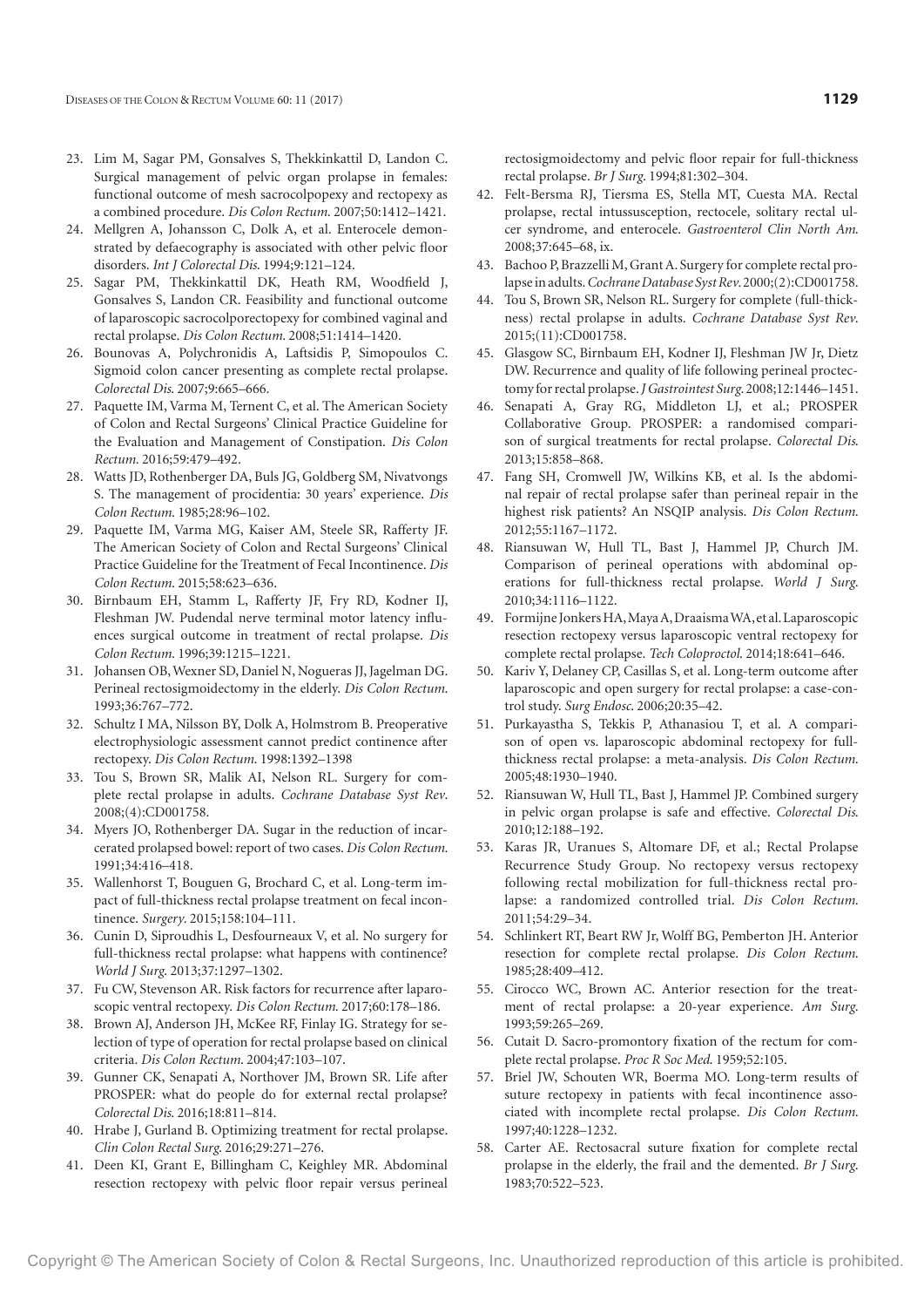23. Lim M, Sagar PM, Gonsalves S, Thekkinkattil D, Landon C. Surgical management of pelvic organ prolapse in females: functional outcome of mesh sacrocolpopexy and rectopexy as a combined procedure. *Dis Colon Rectum*. 2007;50:1412–1421.
24. Mellgren A, Johansson C, Dolk A, et al. Enterocele demonstrated by defaecography is associated with other pelvic floor disorders. *Int J Colorectal Dis*. 1994;9:121–124.
25. Sagar PM, Thekkinkattil DK, Heath RM, Woodfield J, Gonsalves S, Landon CR. Feasibility and functional outcome of laparoscopic sacrocolporectopexy for combined vaginal and rectal prolapse. *Dis Colon Rectum*. 2008;51:1414–1420.
26. Bounovas A, Polychronidis A, Laftsidis P, Simopoulos C. Sigmoid colon cancer presenting as complete rectal prolapse. *Colorectal Dis*. 2007;9:665–666.
27. Paquette IM, Varma M, Ternent C, et al. The American Society of Colon and Rectal Surgeons' Clinical Practice Guideline for the Evaluation and Management of Constipation. *Dis Colon Rectum*. 2016;59:479–492.
28. Watts JD, Rothenberger DA, Buls JG, Goldberg SM, Nivatvongs S. The management of procidentia: 30 years' experience. *Dis Colon Rectum*. 1985;28:96–102.
29. Paquette IM, Varma MG, Kaiser AM, Steele SR, Rafferty JF. The American Society of Colon and Rectal Surgeons' Clinical Practice Guideline for the Treatment of Fecal Incontinence. *Dis Colon Rectum*. 2015;58:623–636.
30. Birnbaum EH, Stamm L, Rafferty JF, Fry RD, Kodner IJ, Fleshman JW. Pudendal nerve terminal motor latency influences surgical outcome in treatment of rectal prolapse. *Dis Colon Rectum*. 1996;39:1215–1221.
31. Johansen OB, Wexner SD, Daniel N, Nogueras JJ, Jagelman DG. Perineal rectosigmoidectomy in the elderly. *Dis Colon Rectum*. 1993;36:767–772.
32. Schultz I MA, Nilsson BY, Dolk A, Holmstrom B. Preoperative electrophysiologic assessment cannot predict continence after rectopexy. *Dis Colon Rectum*. 1998:1392–1398
33. Tou S, Brown SR, Malik AI, Nelson RL. Surgery for complete rectal prolapse in adults. *Cochrane Database Syst Rev*. 2008;(4):CD001758.
34. Myers JO, Rothenberger DA. Sugar in the reduction of incarcerated prolapsed bowel: report of two cases. *Dis Colon Rectum*. 1991;34:416–418.
35. Wallenhorst T, Bouguen G, Brochard C, et al. Long-term impact of full-thickness rectal prolapse treatment on fecal incontinence. *Surgery*. 2015;158:104–111.
36. Cunin D, Siproudhis L, Desfourneaux V, et al. No surgery for full-thickness rectal prolapse: what happens with continence? *World J Surg*. 2013;37:1297–1302.
37. Fu CW, Stevenson AR. Risk factors for recurrence after laparoscopic ventral rectopexy. *Dis Colon Rectum*. 2017;60:178–186.
38. Brown AJ, Anderson JH, McKee RF, Finlay IG. Strategy for selection of type of operation for rectal prolapse based on clinical criteria. *Dis Colon Rectum*. 2004;47:103–107.
39. Gunner CK, Senapati A, Northover JM, Brown SR. Life after PROSPER: what do people do for external rectal prolapse? *Colorectal Dis*. 2016;18:811–814.
40. Hrabe J, Gurland B. Optimizing treatment for rectal prolapse. *Clin Colon Rectal Surg*. 2016;29:271–276.
41. Deen KI, Grant E, Billingham C, Keighley MR. Abdominal resection rectopexy with pelvic floor repair versus perineal rectosigmoidectomy and pelvic floor repair for full-thickness rectal prolapse. *Br J Surg*. 1994;81:302–304.
42. Felt-Bersma RJ, Tiersma ES, Stella MT, Cuesta MA. Rectal prolapse, rectal intussusception, rectocele, solitary rectal ulcer syndrome, and enterocele. *Gastroenterol Clin North Am*. 2008;37:645–68, ix.
43. Bachoo P, Brazzelli M, Grant A. Surgery for complete rectal prolapse in adults. *Cochrane Database Syst Rev*. 2000;(2):CD001758.
44. Tou S, Brown SR, Nelson RL. Surgery for complete (full-thickness) rectal prolapse in adults. *Cochrane Database Syst Rev*. 2015;(11):CD001758.
45. Glasgow SC, Birnbaum EH, Kodner IJ, Fleshman JW Jr, Dietz DW. Recurrence and quality of life following perineal proctectomy for rectal prolapse. *J Gastrointest Surg*. 2008;12:1446–1451.
46. Senapati A, Gray RG, Middleton LJ, et al.; PROSPER Collaborative Group. PROSPER: a randomised comparison of surgical treatments for rectal prolapse. *Colorectal Dis*. 2013;15:858–868.
47. Fang SH, Cromwell JW, Wilkins KB, et al. Is the abdominal repair of rectal prolapse safer than perineal repair in the highest risk patients? An NSQIP analysis. *Dis Colon Rectum*. 2012;55:1167–1172.
48. Riansuwan W, Hull TL, Bast J, Hammel JP, Church JM. Comparison of perineal operations with abdominal operations for full-thickness rectal prolapse. *World J Surg*. 2010;34:1116–1122.
49. Formijne Jonkers HA, Maya A, Draaisma WA, et al. Laparoscopic resection rectopexy versus laparoscopic ventral rectopexy for complete rectal prolapse. *Tech Coloproctol*. 2014;18:641–646.
50. Kariv Y, Delaney CP, Casillas S, et al. Long-term outcome after laparoscopic and open surgery for rectal prolapse: a case-control study. *Surg Endosc*. 2006;20:35–42.
51. Purkayastha S, Tekkis P, Athanasiou T, et al. A comparison of open vs. laparoscopic abdominal rectopexy for full-thickness rectal prolapse: a meta-analysis. *Dis Colon Rectum*. 2005;48:1930–1940.
52. Riansuwan W, Hull TL, Bast J, Hammel JP. Combined surgery in pelvic organ prolapse is safe and effective. *Colorectal Dis*. 2010;12:188–192.
53. Karas JR, Uranues S, Altomare DF, et al.; Rectal Prolapse Recurrence Study Group. No rectopexy versus rectopexy following rectal mobilization for full-thickness rectal prolapse: a randomized controlled trial. *Dis Colon Rectum*. 2011;54:29–34.
54. Schlinkert RT, Beart RW Jr, Wolff BG, Pemberton JH. Anterior resection for complete rectal prolapse. *Dis Colon Rectum*. 1985;28:409–412.
55. Cirocco WC, Brown AC. Anterior resection for the treatment of rectal prolapse: a 20-year experience. *Am Surg*. 1993;59:265–269.
56. Cutait D. Sacro-promontory fixation of the rectum for complete rectal prolapse. *Proc R Soc Med*. 1959;52:105.
57. Briel JW, Schouten WR, Boerma MO. Long-term results of suture rectopexy in patients with fecal incontinence associated with incomplete rectal prolapse. *Dis Colon Rectum*. 1997;40:1228–1232.
58. Carter AE. Rectosacral suture fixation for complete rectal prolapse in the elderly, the frail and the demented. *Br J Surg*. 1983;70:522–523.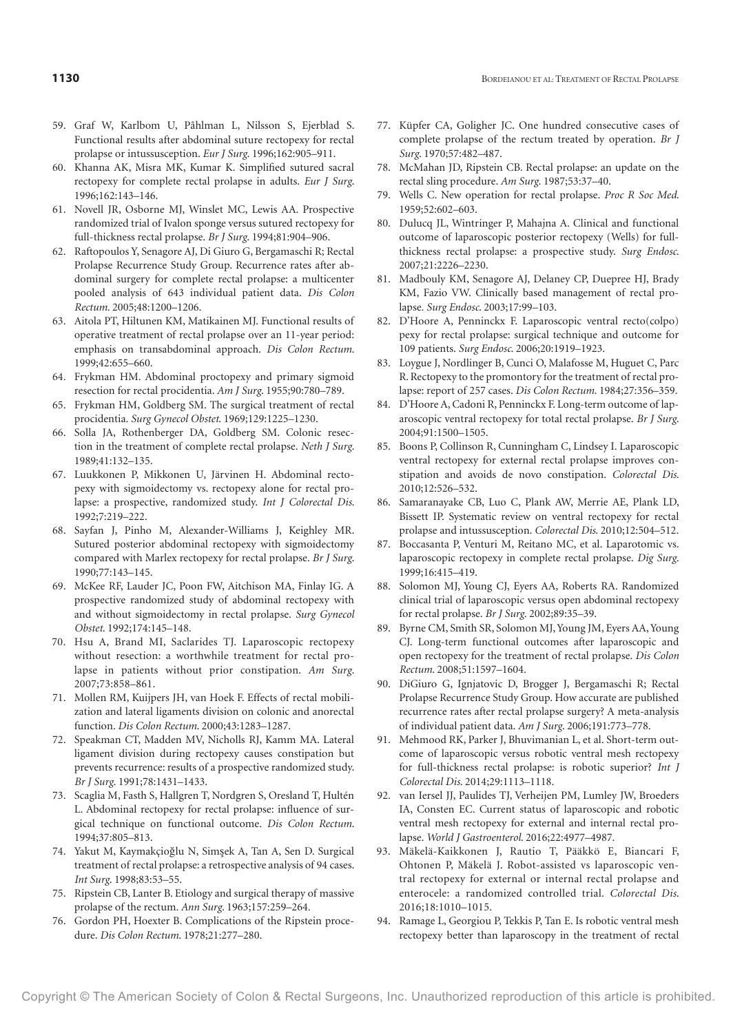59. Graf W, Karlbom U, Påhlman L, Nilsson S, Ejerblad S. Functional results after abdominal suture rectopexy for rectal prolapse or intussusception. *Eur J Surg.* 1996;162:905–911.
60. Khanna AK, Misra MK, Kumar K. Simplified sutured sacral rectopexy for complete rectal prolapse in adults. *Eur J Surg.* 1996;162:143–146.
61. Novell JR, Osborne MJ, Winslet MC, Lewis AA. Prospective randomized trial of Ivalon sponge versus sutured rectopexy for full-thickness rectal prolapse. *Br J Surg.* 1994;81:904–906.
62. Raftopoulos Y, Senagore AJ, Di Giuro G, Bergamaschi R; Rectal Prolapse Recurrence Study Group. Recurrence rates after abdominal surgery for complete rectal prolapse: a multicenter pooled analysis of 643 individual patient data. *Dis Colon Rectum.* 2005;48:1200–1206.
63. Aitola PT, Hiltunen KM, Matikainen MJ. Functional results of operative treatment of rectal prolapse over an 11-year period: emphasis on transabdominal approach. *Dis Colon Rectum.* 1999;42:655–660.
64. Frykman HM. Abdominal proctopexy and primary sigmoid resection for rectal procidentia. *Am J Surg.* 1955;90:780–789.
65. Frykman HM, Goldberg SM. The surgical treatment of rectal procidentia. *Surg Gynecol Obstet.* 1969;129:1225–1230.
66. Solla JA, Rothenberger DA, Goldberg SM. Colonic resection in the treatment of complete rectal prolapse. *Neth J Surg.* 1989;41:132–135.
67. Luukkonen P, Mikkonen U, Järvinen H. Abdominal rectopexy with sigmoidectomy vs. rectopexy alone for rectal prolapse: a prospective, randomized study. *Int J Colorectal Dis.* 1992;7:219–222.
68. Sayfan J, Pinho M, Alexander-Williams J, Keighley MR. Sutured posterior abdominal rectopexy with sigmoidectomy compared with Marlex rectopexy for rectal prolapse. *Br J Surg.* 1990;77:143–145.
69. McKee RF, Lauder JC, Poon FW, Aitchison MA, Finlay IG. A prospective randomized study of abdominal rectopexy with and without sigmoidectomy in rectal prolapse. *Surg Gynecol Obstet.* 1992;174:145–148.
70. Hsu A, Brand MI, Saclarides TJ. Laparoscopic rectopexy without resection: a worthwhile treatment for rectal prolapse in patients without prior constipation. *Am Surg.* 2007;73:858–861.
71. Mollen RM, Kuijpers JH, van Hoek F. Effects of rectal mobilization and lateral ligaments division on colonic and anorectal function. *Dis Colon Rectum.* 2000;43:1283–1287.
72. Speakman CT, Madden MV, Nicholls RJ, Kamm MA. Lateral ligament division during rectopexy causes constipation but prevents recurrence: results of a prospective randomized study. *Br J Surg.* 1991;78:1431–1433.
73. Scaglia M, Fasth S, Hallgren T, Nordgren S, Oresland T, Hultén L. Abdominal rectopexy for rectal prolapse: influence of surgical technique on functional outcome. *Dis Colon Rectum.* 1994;37:805–813.
74. Yakut M, Kaymakçioğlu N, Simşek A, Tan A, Sen D. Surgical treatment of rectal prolapse: a retrospective analysis of 94 cases. *Int Surg.* 1998;83:53–55.
75. Ripstein CB, Lanter B. Etiology and surgical therapy of massive prolapse of the rectum. *Ann Surg.* 1963;157:259–264.
76. Gordon PH, Hoexter B. Complications of the Ripstein procedure. *Dis Colon Rectum.* 1978;21:277–280.
77. Küpfer CA, Goligher JC. One hundred consecutive cases of complete prolapse of the rectum treated by operation. *Br J Surg.* 1970;57:482–487.
78. McMahan JD, Ripstein CB. Rectal prolapse: an update on the rectal sling procedure. *Am Surg.* 1987;53:37–40.
79. Wells C. New operation for rectal prolapse. *Proc R Soc Med.* 1959;52:602–603.
80. Dulucq JL, Wintringer P, Mahajna A. Clinical and functional outcome of laparoscopic posterior rectopexy (Wells) for full-thickness rectal prolapse: a prospective study. *Surg Endosc.* 2007;21:2226–2230.
81. Madbouly KM, Senagore AJ, Delaney CP, Duepree HJ, Brady KM, Fazio VW. Clinically based management of rectal prolapse. *Surg Endosc.* 2003;17:99–103.
82. D'Hoore A, Penninckx F. Laparoscopic ventral recto(colpo) pexy for rectal prolapse: surgical technique and outcome for 109 patients. *Surg Endosc.* 2006;20:1919–1923.
83. Loygue J, Nordlinger B, Cunci O, Malafosse M, Huguet C, Parc R. Rectopexy to the promontory for the treatment of rectal prolapse: report of 257 cases. *Dis Colon Rectum.* 1984;27:356–359.
84. D'Hoore A, Cadoni R, Penninckx F. Long-term outcome of laparoscopic ventral rectopexy for total rectal prolapse. *Br J Surg.* 2004;91:1500–1505.
85. Boons P, Collinson R, Cunningham C, Lindsey I. Laparoscopic ventral rectopexy for external rectal prolapse improves constipation and avoids de novo constipation. *Colorectal Dis.* 2010;12:526–532.
86. Samaranayake CB, Luo C, Plank AW, Merrie AE, Plank LD, Bissett IP. Systematic review on ventral rectopexy for rectal prolapse and intussusception. *Colorectal Dis.* 2010;12:504–512.
87. Boccasanta P, Venturi M, Reitano MC, et al. Laparotomic vs. laparoscopic rectopexy in complete rectal prolapse. *Dig Surg.* 1999;16:415–419.
88. Solomon MJ, Young CJ, Eyers AA, Roberts RA. Randomized clinical trial of laparoscopic versus open abdominal rectopexy for rectal prolapse. *Br J Surg.* 2002;89:35–39.
89. Byrne CM, Smith SR, Solomon MJ, Young JM, Eyers AA, Young CJ. Long-term functional outcomes after laparoscopic and open rectopexy for the treatment of rectal prolapse. *Dis Colon Rectum.* 2008;51:1597–1604.
90. DiGiuro G, Ignjatovic D, Brogger J, Bergamaschi R; Rectal Prolapse Recurrence Study Group. How accurate are published recurrence rates after rectal prolapse surgery? A meta-analysis of individual patient data. *Am J Surg.* 2006;191:773–778.
91. Mehmood RK, Parker J, Bhuvimanian L, et al. Short-term outcome of laparoscopic versus robotic ventral mesh rectopexy for full-thickness rectal prolapse: is robotic superior? *Int J Colorectal Dis.* 2014;29:1113–1118.
92. van Iersel JJ, Paulides TJ, Verheijen PM, Lumley JW, Broeders IA, Consten EC. Current status of laparoscopic and robotic ventral mesh rectopexy for external and internal rectal prolapse. *World J Gastroenterol.* 2016;22:4977–4987.
93. Mäkelä-Kaikkonen J, Rautio T, Pääkkö E, Biancari F, Ohtonen P, Mäkelä J. Robot-assisted vs laparoscopic ventral rectopexy for external or internal rectal prolapse and enterocele: a randomized controlled trial. *Colorectal Dis.* 2016;18:1010–1015.
94. Ramage L, Georgiou P, Tekkis P, Tan E. Is robotic ventral mesh rectopexy better than laparoscopy in the treatment of rectal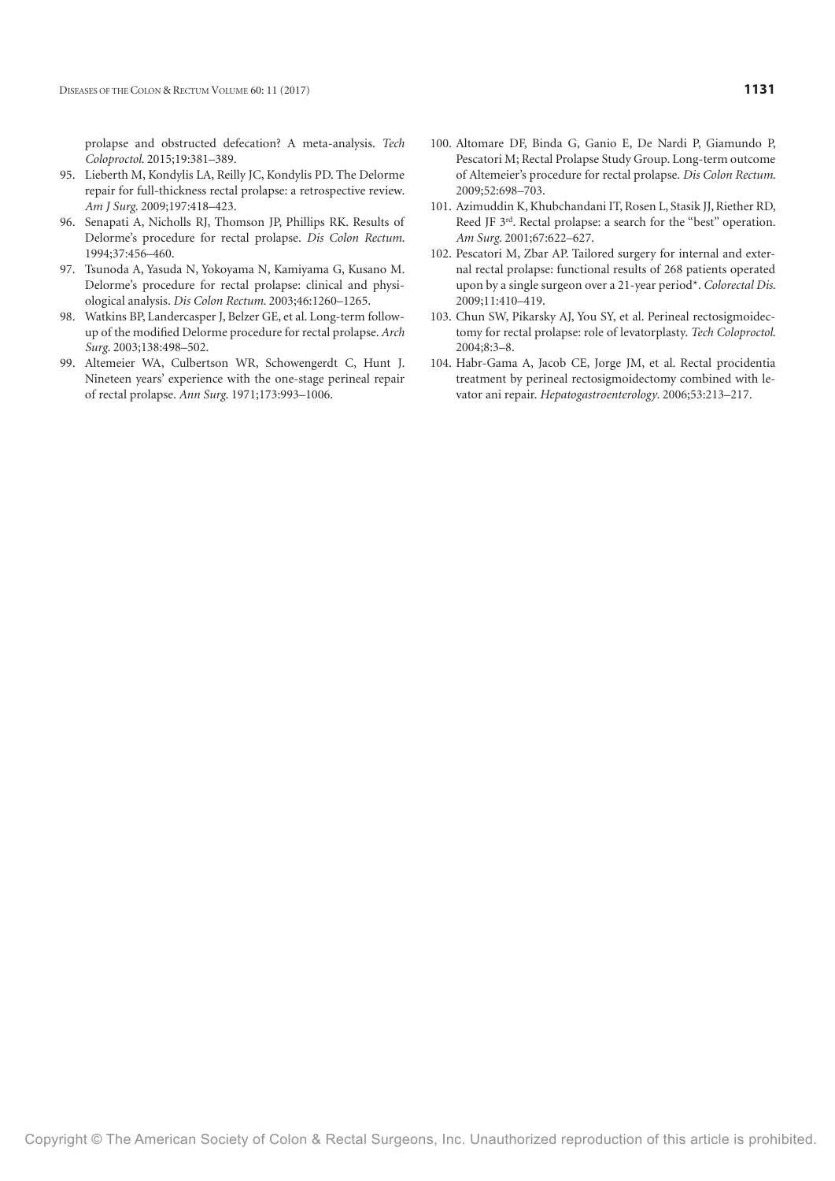prolapse and obstructed defecation? A meta-analysis. *Tech Coloproctol.* 2015;19:381–389.

95. Lieberth M, Kondylis LA, Reilly JC, Kondylis PD. The Delorme repair for full-thickness rectal prolapse: a retrospective review. *Am J Surg.* 2009;197:418–423.
96. Senapati A, Nicholls RJ, Thomson JP, Phillips RK. Results of Delorme's procedure for rectal prolapse. *Dis Colon Rectum.* 1994;37:456–460.
97. Tsunoda A, Yasuda N, Yokoyama N, Kamiyama G, Kusano M. Delorme's procedure for rectal prolapse: clinical and physiological analysis. *Dis Colon Rectum.* 2003;46:1260–1265.
98. Watkins BP, Landercasper J, Belzer GE, et al. Long-term follow-up of the modified Delorme procedure for rectal prolapse. *Arch Surg.* 2003;138:498–502.
99. Altemeier WA, Culbertson WR, Schowengerdt C, Hunt J. Nineteen years' experience with the one-stage perineal repair of rectal prolapse. *Ann Surg.* 1971;173:993–1006.
100. Altomare DF, Binda G, Ganio E, De Nardi P, Giamundo P, Pescatori M; Rectal Prolapse Study Group. Long-term outcome of Altemeier's procedure for rectal prolapse. *Dis Colon Rectum.* 2009;52:698–703.
101. Azimuddin K, Khubchandani IT, Rosen L, Stasik JJ, Riether RD, Reed JF 3rd. Rectal prolapse: a search for the "best" operation. *Am Surg.* 2001;67:622–627.
102. Pescatori M, Zbar AP. Tailored surgery for internal and external rectal prolapse: functional results of 268 patients operated upon by a single surgeon over a 21-year period*. *Colorectal Dis.* 2009;11:410–419.
103. Chun SW, Pikarsky AJ, You SY, et al. Perineal rectosigmoidectomy for rectal prolapse: role of levatorplasty. *Tech Coloproctol.* 2004;8:3–8.
104. Habr-Gama A, Jacob CE, Jorge JM, et al. Rectal procidentia treatment by perineal rectosigmoidectomy combined with levator ani repair. *Hepatogastroenterology.* 2006;53:213–217.